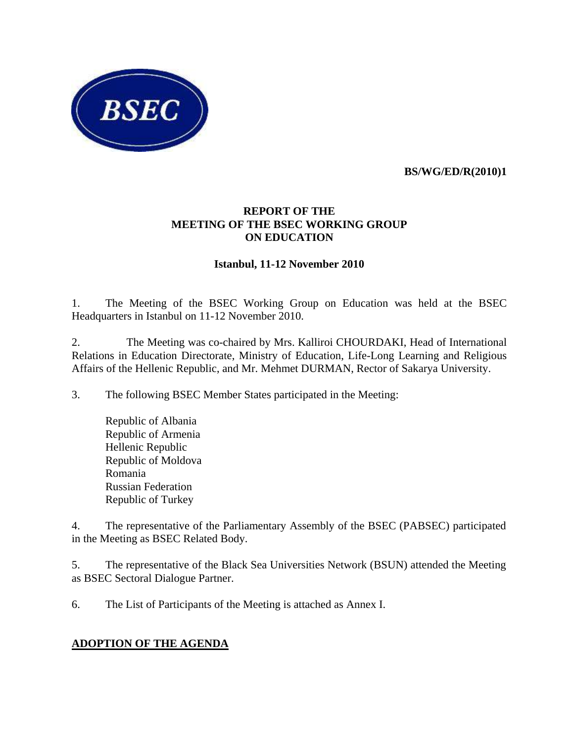**BS/WG/ED/R(2010)1**

# REPORT OF THE MEETING OF THE BSEC WORKING GROUP ON EDUCATION

**Istanbul, 11-12 November 2010**

1. The Meeting of the BSEC Working Group on Education was held at the BSEC Headquarters in Istanbul on 11-12 November 2010.

2. The Meeting was co-chaired by Mrs. Kalliroi CHOURDAKI, Head of International Relations in Education Directorate, Ministry of Education, Life-Long Learning and Religious Affairs of the Hellenic Republic, and Mr. Mehmet DURMAN, Rector of Sakarya University.

3. The following BSEC Member States participated in the Meeting:

   Republic of Albania
   Republic of Armenia
   Hellenic Republic
   Republic of Moldova
   Romania
   Russian Federation
   Republic of Turkey

4. The representative of the Parliamentary Assembly of the BSEC (PABSEC) participated in the Meeting as BSEC Related Body.

5. The representative of the Black Sea Universities Network (BSUN) attended the Meeting as BSEC Sectoral Dialogue Partner.

6. The List of Participants of the Meeting is attached as Annex I.

## ADOPTION OF THE AGENDA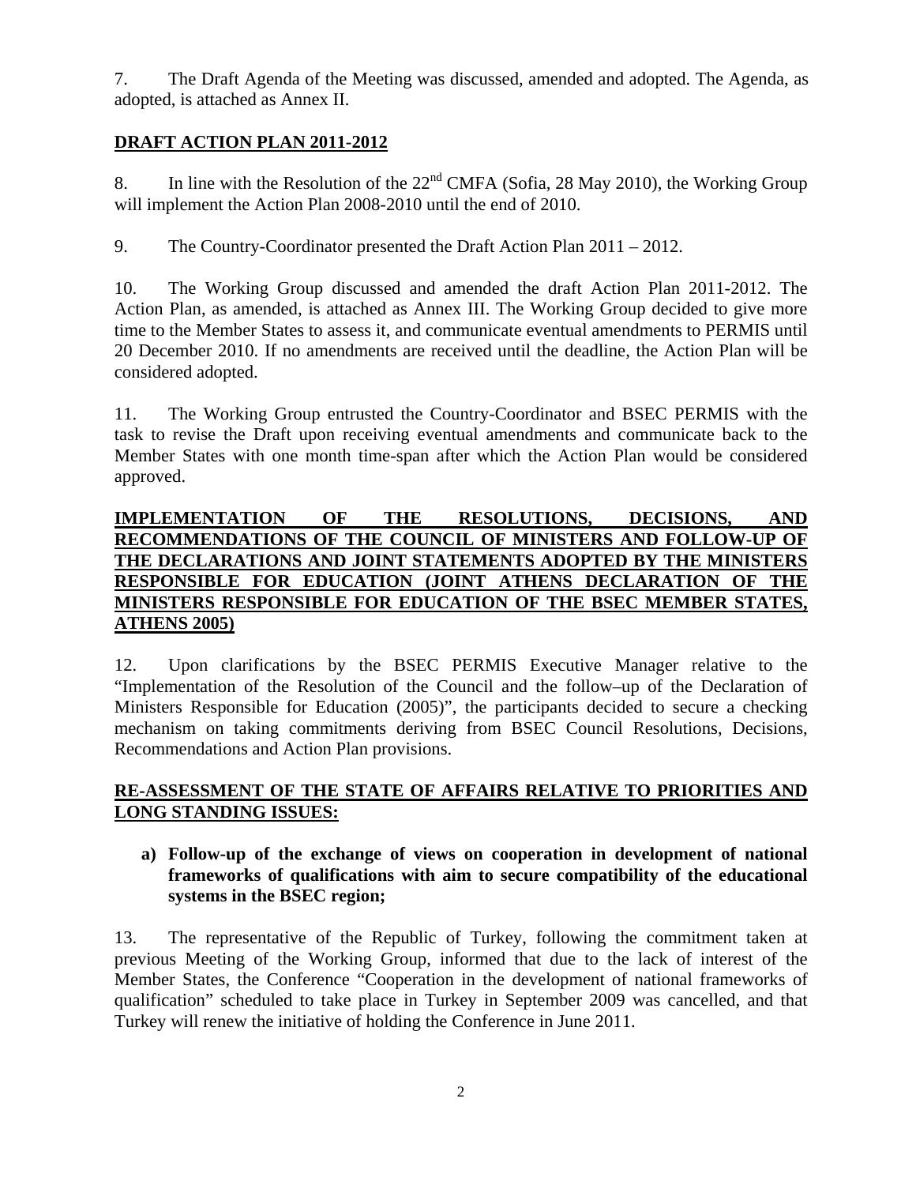7. The Draft Agenda of the Meeting was discussed, amended and adopted. The Agenda, as adopted, is attached as Annex II.

## DRAFT ACTION PLAN 2011-2012

8. In line with the Resolution of the 22nd CMFA (Sofia, 28 May 2010), the Working Group will implement the Action Plan 2008-2010 until the end of 2010.

9. The Country-Coordinator presented the Draft Action Plan 2011 – 2012.

10. The Working Group discussed and amended the draft Action Plan 2011-2012. The Action Plan, as amended, is attached as Annex III. The Working Group decided to give more time to the Member States to assess it, and communicate eventual amendments to PERMIS until 20 December 2010. If no amendments are received until the deadline, the Action Plan will be considered adopted.

11. The Working Group entrusted the Country-Coordinator and BSEC PERMIS with the task to revise the Draft upon receiving eventual amendments and communicate back to the Member States with one month time-span after which the Action Plan would be considered approved.

## IMPLEMENTATION OF THE RESOLUTIONS, DECISIONS, AND RECOMMENDATIONS OF THE COUNCIL OF MINISTERS AND FOLLOW-UP OF THE DECLARATIONS AND JOINT STATEMENTS ADOPTED BY THE MINISTERS RESPONSIBLE FOR EDUCATION (JOINT ATHENS DECLARATION OF THE MINISTERS RESPONSIBLE FOR EDUCATION OF THE BSEC MEMBER STATES, ATHENS 2005)

12. Upon clarifications by the BSEC PERMIS Executive Manager relative to the "Implementation of the Resolution of the Council and the follow–up of the Declaration of Ministers Responsible for Education (2005)", the participants decided to secure a checking mechanism on taking commitments deriving from BSEC Council Resolutions, Decisions, Recommendations and Action Plan provisions.

## RE-ASSESSMENT OF THE STATE OF AFFAIRS RELATIVE TO PRIORITIES AND LONG STANDING ISSUES:

### a) Follow-up of the exchange of views on cooperation in development of national frameworks of qualifications with aim to secure compatibility of the educational systems in the BSEC region;

13. The representative of the Republic of Turkey, following the commitment taken at previous Meeting of the Working Group, informed that due to the lack of interest of the Member States, the Conference "Cooperation in the development of national frameworks of qualification" scheduled to take place in Turkey in September 2009 was cancelled, and that Turkey will renew the initiative of holding the Conference in June 2011.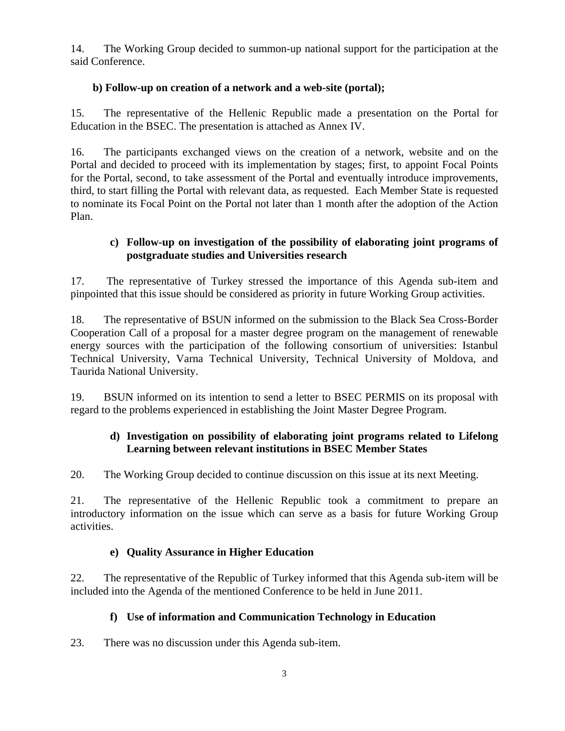14. The Working Group decided to summon-up national support for the participation at the said Conference.

**b) Follow-up on creation of a network and a web-site (portal);**

15. The representative of the Hellenic Republic made a presentation on the Portal for Education in the BSEC. The presentation is attached as Annex IV.

16. The participants exchanged views on the creation of a network, website and on the Portal and decided to proceed with its implementation by stages; first, to appoint Focal Points for the Portal, second, to take assessment of the Portal and eventually introduce improvements, third, to start filling the Portal with relevant data, as requested. Each Member State is requested to nominate its Focal Point on the Portal not later than 1 month after the adoption of the Action Plan.

**c) Follow-up on investigation of the possibility of elaborating joint programs of postgraduate studies and Universities research**

17. The representative of Turkey stressed the importance of this Agenda sub-item and pinpointed that this issue should be considered as priority in future Working Group activities.

18. The representative of BSUN informed on the submission to the Black Sea Cross-Border Cooperation Call of a proposal for a master degree program on the management of renewable energy sources with the participation of the following consortium of universities: Istanbul Technical University, Varna Technical University, Technical University of Moldova, and Taurida National University.

19. BSUN informed on its intention to send a letter to BSEC PERMIS on its proposal with regard to the problems experienced in establishing the Joint Master Degree Program.

**d) Investigation on possibility of elaborating joint programs related to Lifelong Learning between relevant institutions in BSEC Member States**

20. The Working Group decided to continue discussion on this issue at its next Meeting.

21. The representative of the Hellenic Republic took a commitment to prepare an introductory information on the issue which can serve as a basis for future Working Group activities.

**e) Quality Assurance in Higher Education**

22. The representative of the Republic of Turkey informed that this Agenda sub-item will be included into the Agenda of the mentioned Conference to be held in June 2011.

**f) Use of information and Communication Technology in Education**

23. There was no discussion under this Agenda sub-item.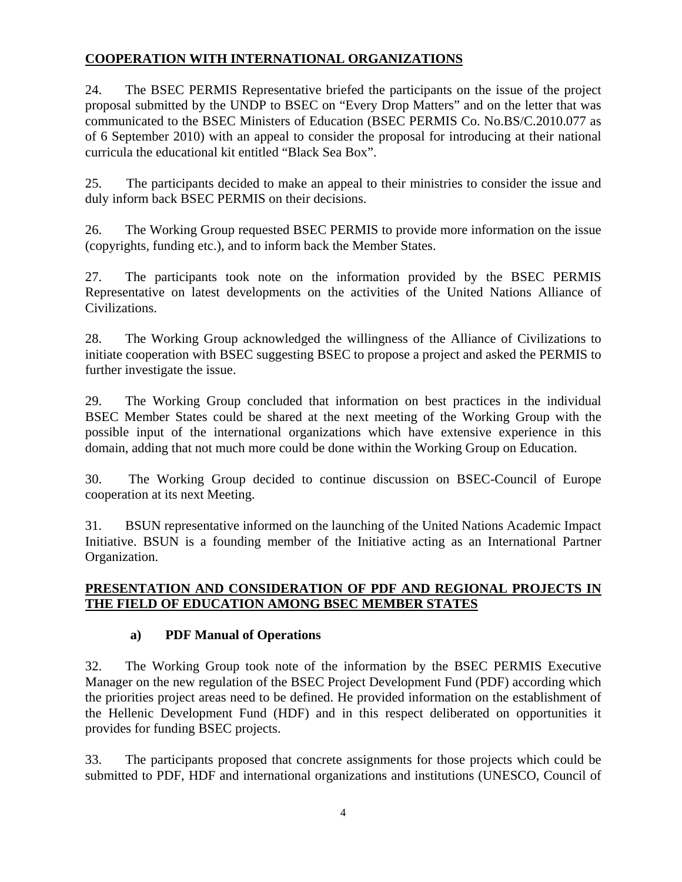## COOPERATION WITH INTERNATIONAL ORGANIZATIONS

24. The BSEC PERMIS Representative briefed the participants on the issue of the project proposal submitted by the UNDP to BSEC on "Every Drop Matters" and on the letter that was communicated to the BSEC Ministers of Education (BSEC PERMIS Co. No.BS/C.2010.077 as of 6 September 2010) with an appeal to consider the proposal for introducing at their national curricula the educational kit entitled "Black Sea Box".

25. The participants decided to make an appeal to their ministries to consider the issue and duly inform back BSEC PERMIS on their decisions.

26. The Working Group requested BSEC PERMIS to provide more information on the issue (copyrights, funding etc.), and to inform back the Member States.

27. The participants took note on the information provided by the BSEC PERMIS Representative on latest developments on the activities of the United Nations Alliance of Civilizations.

28. The Working Group acknowledged the willingness of the Alliance of Civilizations to initiate cooperation with BSEC suggesting BSEC to propose a project and asked the PERMIS to further investigate the issue.

29. The Working Group concluded that information on best practices in the individual BSEC Member States could be shared at the next meeting of the Working Group with the possible input of the international organizations which have extensive experience in this domain, adding that not much more could be done within the Working Group on Education.

30. The Working Group decided to continue discussion on BSEC-Council of Europe cooperation at its next Meeting.

31. BSUN representative informed on the launching of the United Nations Academic Impact Initiative. BSUN is a founding member of the Initiative acting as an International Partner Organization.

## PRESENTATION AND CONSIDERATION OF PDF AND REGIONAL PROJECTS IN THE FIELD OF EDUCATION AMONG BSEC MEMBER STATES

### a) PDF Manual of Operations

32. The Working Group took note of the information by the BSEC PERMIS Executive Manager on the new regulation of the BSEC Project Development Fund (PDF) according which the priorities project areas need to be defined. He provided information on the establishment of the Hellenic Development Fund (HDF) and in this respect deliberated on opportunities it provides for funding BSEC projects.

33. The participants proposed that concrete assignments for those projects which could be submitted to PDF, HDF and international organizations and institutions (UNESCO, Council of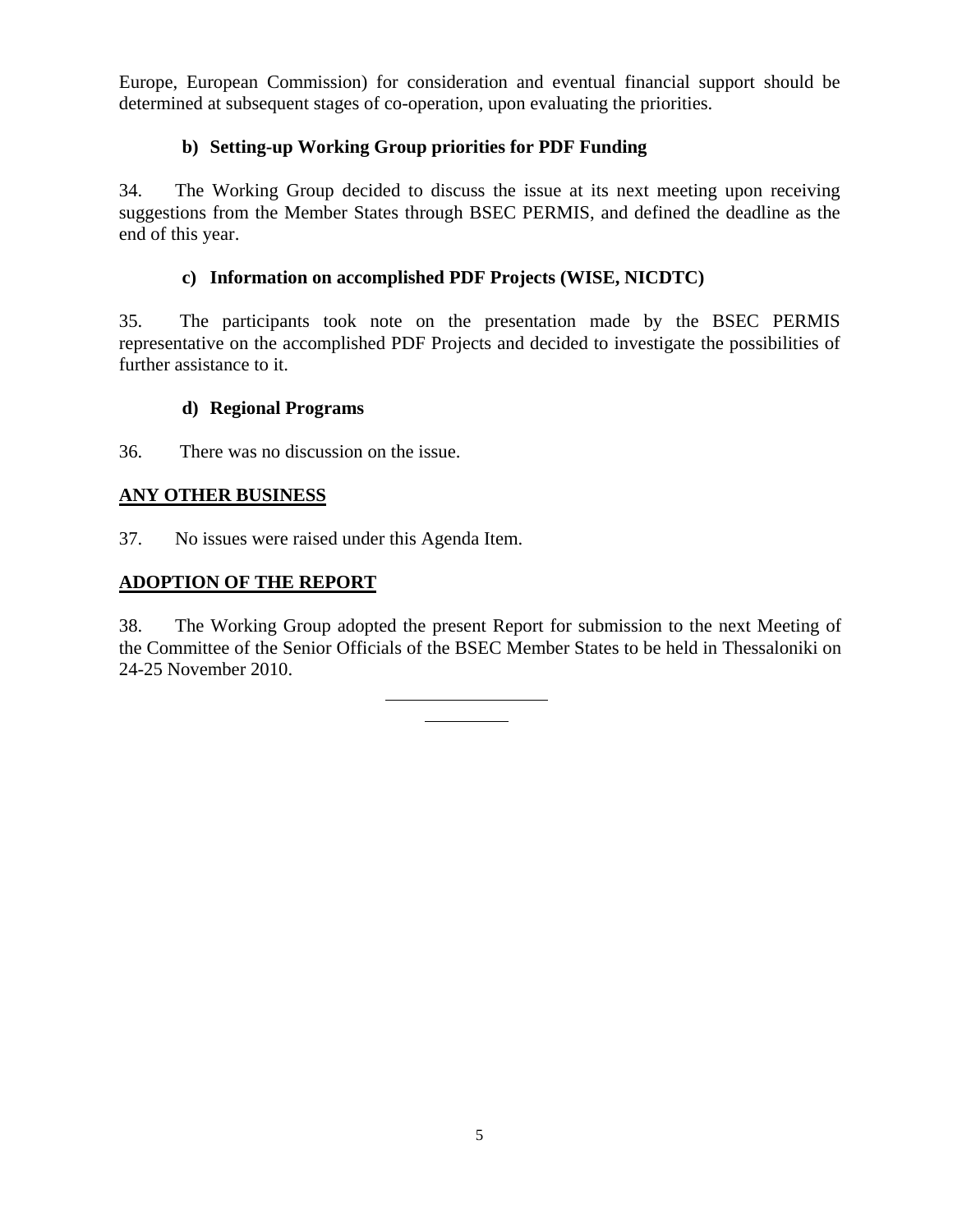Europe, European Commission) for consideration and eventual financial support should be determined at subsequent stages of co-operation, upon evaluating the priorities.

**b) Setting-up Working Group priorities for PDF Funding**

34. The Working Group decided to discuss the issue at its next meeting upon receiving suggestions from the Member States through BSEC PERMIS, and defined the deadline as the end of this year.

**c) Information on accomplished PDF Projects (WISE, NICDTC)**

35. The participants took note on the presentation made by the BSEC PERMIS representative on the accomplished PDF Projects and decided to investigate the possibilities of further assistance to it.

**d) Regional Programs**

36. There was no discussion on the issue.

## ANY OTHER BUSINESS

37. No issues were raised under this Agenda Item.

## ADOPTION OF THE REPORT

38. The Working Group adopted the present Report for submission to the next Meeting of the Committee of the Senior Officials of the BSEC Member States to be held in Thessaloniki on 24-25 November 2010.